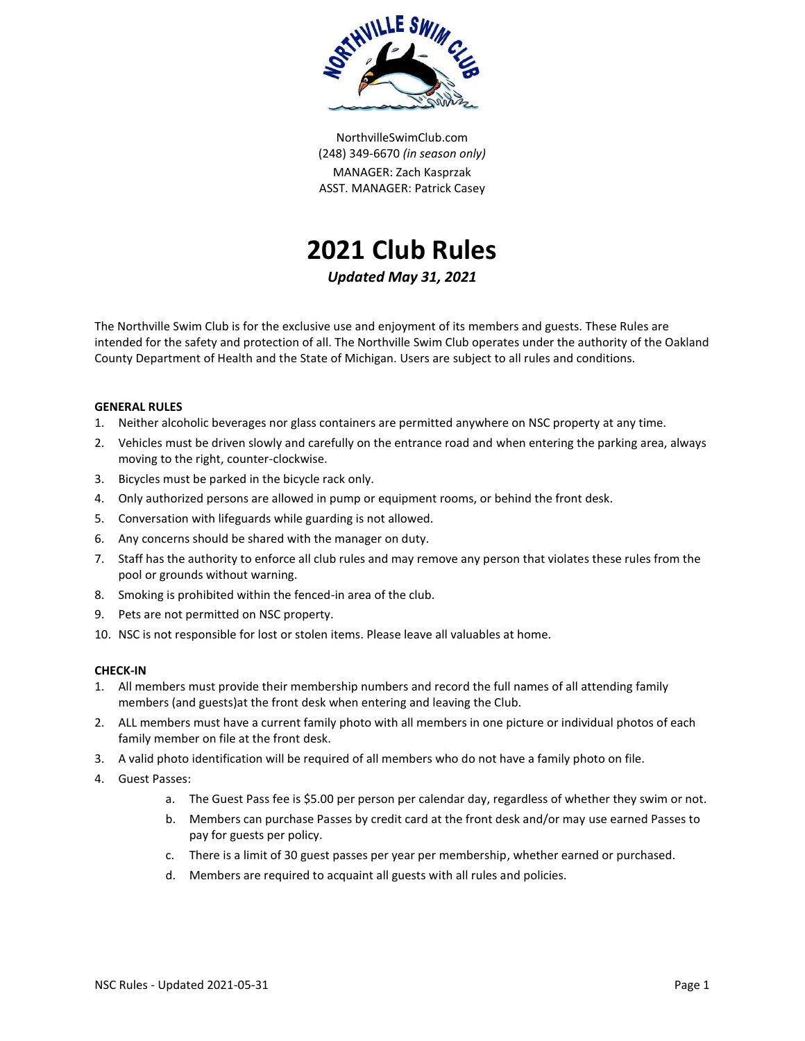NorthvilleSwimClub.com
(248) 349-6670 *(in season only)*
MANAGER: Zach Kasprzak
ASST. MANAGER: Patrick Casey

# 2021 Club Rules

***Updated May 31, 2021***

The Northville Swim Club is for the exclusive use and enjoyment of its members and guests. These Rules are intended for the safety and protection of all. The Northville Swim Club operates under the authority of the Oakland County Department of Health and the State of Michigan. Users are subject to all rules and conditions.

**GENERAL RULES**

1. Neither alcoholic beverages nor glass containers are permitted anywhere on NSC property at any time.
2. Vehicles must be driven slowly and carefully on the entrance road and when entering the parking area, always moving to the right, counter-clockwise.
3. Bicycles must be parked in the bicycle rack only.
4. Only authorized persons are allowed in pump or equipment rooms, or behind the front desk.
5. Conversation with lifeguards while guarding is not allowed.
6. Any concerns should be shared with the manager on duty.
7. Staff has the authority to enforce all club rules and may remove any person that violates these rules from the pool or grounds without warning.
8. Smoking is prohibited within the fenced-in area of the club.
9. Pets are not permitted on NSC property.
10. NSC is not responsible for lost or stolen items. Please leave all valuables at home.

**CHECK-IN**

1. All members must provide their membership numbers and record the full names of all attending family members (and guests)at the front desk when entering and leaving the Club.
2. ALL members must have a current family photo with all members in one picture or individual photos of each family member on file at the front desk.
3. A valid photo identification will be required of all members who do not have a family photo on file.
4. Guest Passes:
   a. The Guest Pass fee is $5.00 per person per calendar day, regardless of whether they swim or not.
   b. Members can purchase Passes by credit card at the front desk and/or may use earned Passes to pay for guests per policy.
   c. There is a limit of 30 guest passes per year per membership, whether earned or purchased.
   d. Members are required to acquaint all guests with all rules and policies.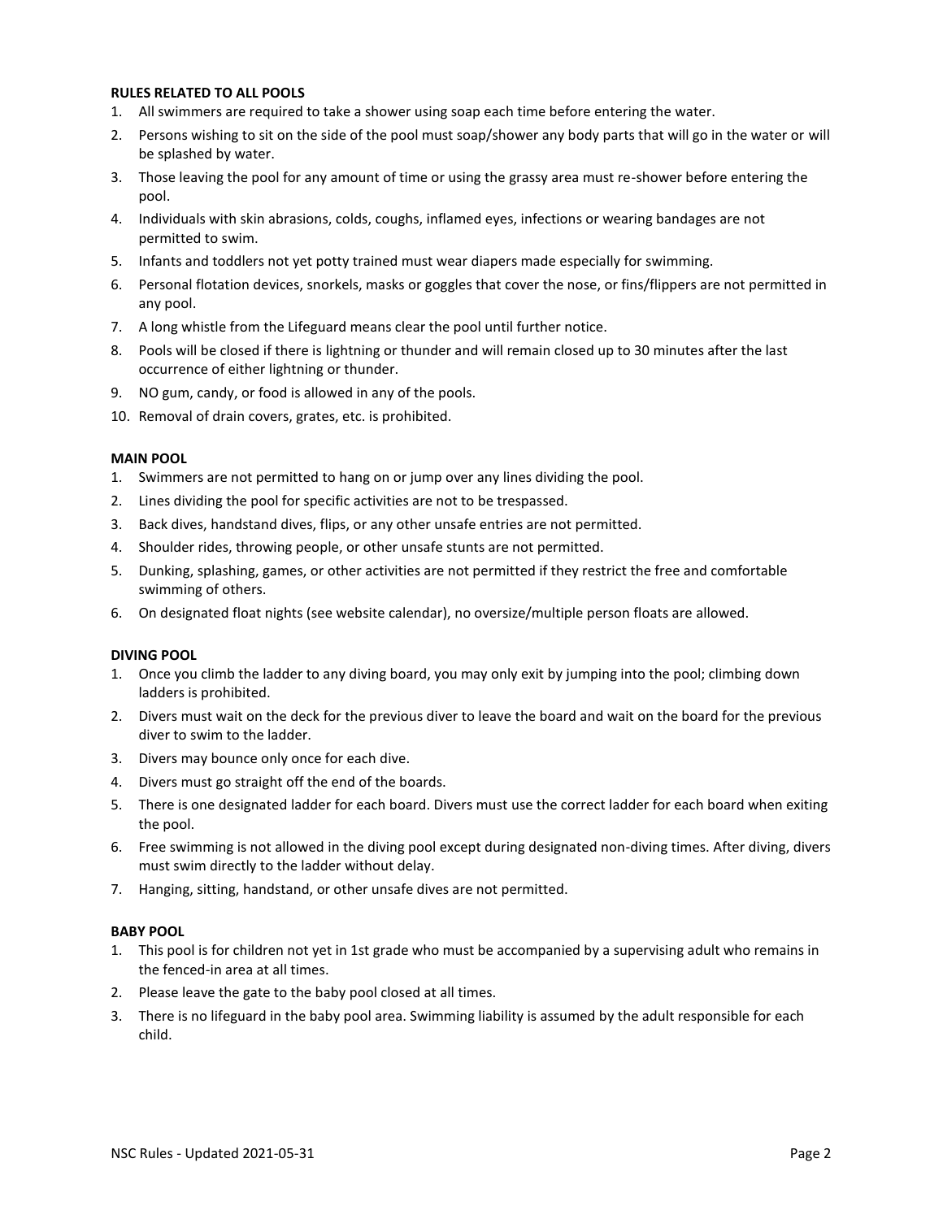**RULES RELATED TO ALL POOLS**

1. All swimmers are required to take a shower using soap each time before entering the water.
2. Persons wishing to sit on the side of the pool must soap/shower any body parts that will go in the water or will be splashed by water.
3. Those leaving the pool for any amount of time or using the grassy area must re-shower before entering the pool.
4. Individuals with skin abrasions, colds, coughs, inflamed eyes, infections or wearing bandages are not permitted to swim.
5. Infants and toddlers not yet potty trained must wear diapers made especially for swimming.
6. Personal flotation devices, snorkels, masks or goggles that cover the nose, or fins/flippers are not permitted in any pool.
7. A long whistle from the Lifeguard means clear the pool until further notice.
8. Pools will be closed if there is lightning or thunder and will remain closed up to 30 minutes after the last occurrence of either lightning or thunder.
9. NO gum, candy, or food is allowed in any of the pools.
10. Removal of drain covers, grates, etc. is prohibited.

**MAIN POOL**

1. Swimmers are not permitted to hang on or jump over any lines dividing the pool.
2. Lines dividing the pool for specific activities are not to be trespassed.
3. Back dives, handstand dives, flips, or any other unsafe entries are not permitted.
4. Shoulder rides, throwing people, or other unsafe stunts are not permitted.
5. Dunking, splashing, games, or other activities are not permitted if they restrict the free and comfortable swimming of others.
6. On designated float nights (see website calendar), no oversize/multiple person floats are allowed.

**DIVING POOL**

1. Once you climb the ladder to any diving board, you may only exit by jumping into the pool; climbing down ladders is prohibited.
2. Divers must wait on the deck for the previous diver to leave the board and wait on the board for the previous diver to swim to the ladder.
3. Divers may bounce only once for each dive.
4. Divers must go straight off the end of the boards.
5. There is one designated ladder for each board. Divers must use the correct ladder for each board when exiting the pool.
6. Free swimming is not allowed in the diving pool except during designated non-diving times. After diving, divers must swim directly to the ladder without delay.
7. Hanging, sitting, handstand, or other unsafe dives are not permitted.

**BABY POOL**

1. This pool is for children not yet in 1st grade who must be accompanied by a supervising adult who remains in the fenced-in area at all times.
2. Please leave the gate to the baby pool closed at all times.
3. There is no lifeguard in the baby pool area. Swimming liability is assumed by the adult responsible for each child.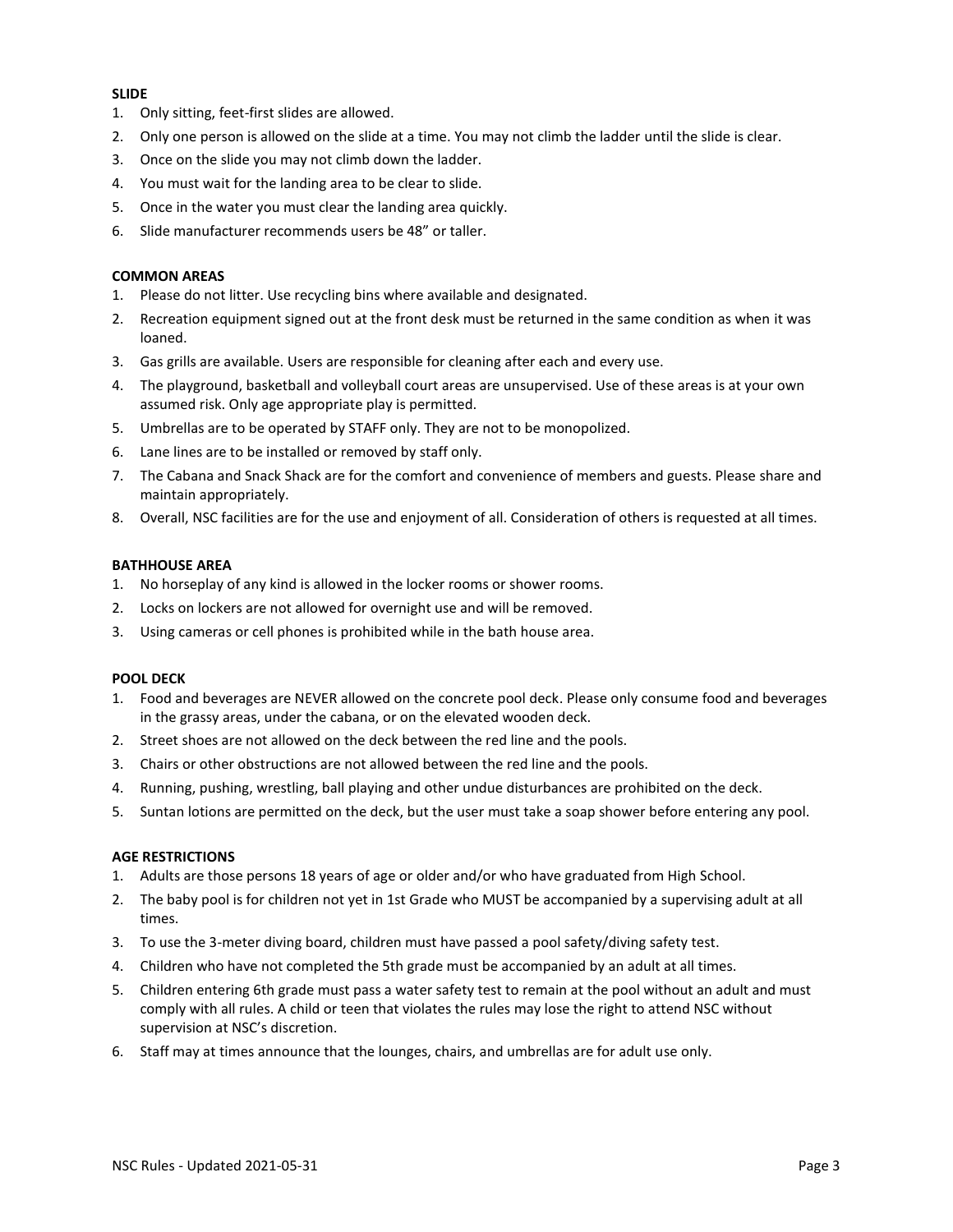**SLIDE**

1. Only sitting, feet-first slides are allowed.
2. Only one person is allowed on the slide at a time. You may not climb the ladder until the slide is clear.
3. Once on the slide you may not climb down the ladder.
4. You must wait for the landing area to be clear to slide.
5. Once in the water you must clear the landing area quickly.
6. Slide manufacturer recommends users be 48" or taller.

**COMMON AREAS**

1. Please do not litter. Use recycling bins where available and designated.
2. Recreation equipment signed out at the front desk must be returned in the same condition as when it was loaned.
3. Gas grills are available. Users are responsible for cleaning after each and every use.
4. The playground, basketball and volleyball court areas are unsupervised. Use of these areas is at your own assumed risk. Only age appropriate play is permitted.
5. Umbrellas are to be operated by STAFF only. They are not to be monopolized.
6. Lane lines are to be installed or removed by staff only.
7. The Cabana and Snack Shack are for the comfort and convenience of members and guests. Please share and maintain appropriately.
8. Overall, NSC facilities are for the use and enjoyment of all. Consideration of others is requested at all times.

**BATHHOUSE AREA**

1. No horseplay of any kind is allowed in the locker rooms or shower rooms.
2. Locks on lockers are not allowed for overnight use and will be removed.
3. Using cameras or cell phones is prohibited while in the bath house area.

**POOL DECK**

1. Food and beverages are NEVER allowed on the concrete pool deck. Please only consume food and beverages in the grassy areas, under the cabana, or on the elevated wooden deck.
2. Street shoes are not allowed on the deck between the red line and the pools.
3. Chairs or other obstructions are not allowed between the red line and the pools.
4. Running, pushing, wrestling, ball playing and other undue disturbances are prohibited on the deck.
5. Suntan lotions are permitted on the deck, but the user must take a soap shower before entering any pool.

**AGE RESTRICTIONS**

1. Adults are those persons 18 years of age or older and/or who have graduated from High School.
2. The baby pool is for children not yet in 1st Grade who MUST be accompanied by a supervising adult at all times.
3. To use the 3-meter diving board, children must have passed a pool safety/diving safety test.
4. Children who have not completed the 5th grade must be accompanied by an adult at all times.
5. Children entering 6th grade must pass a water safety test to remain at the pool without an adult and must comply with all rules. A child or teen that violates the rules may lose the right to attend NSC without supervision at NSC's discretion.
6. Staff may at times announce that the lounges, chairs, and umbrellas are for adult use only.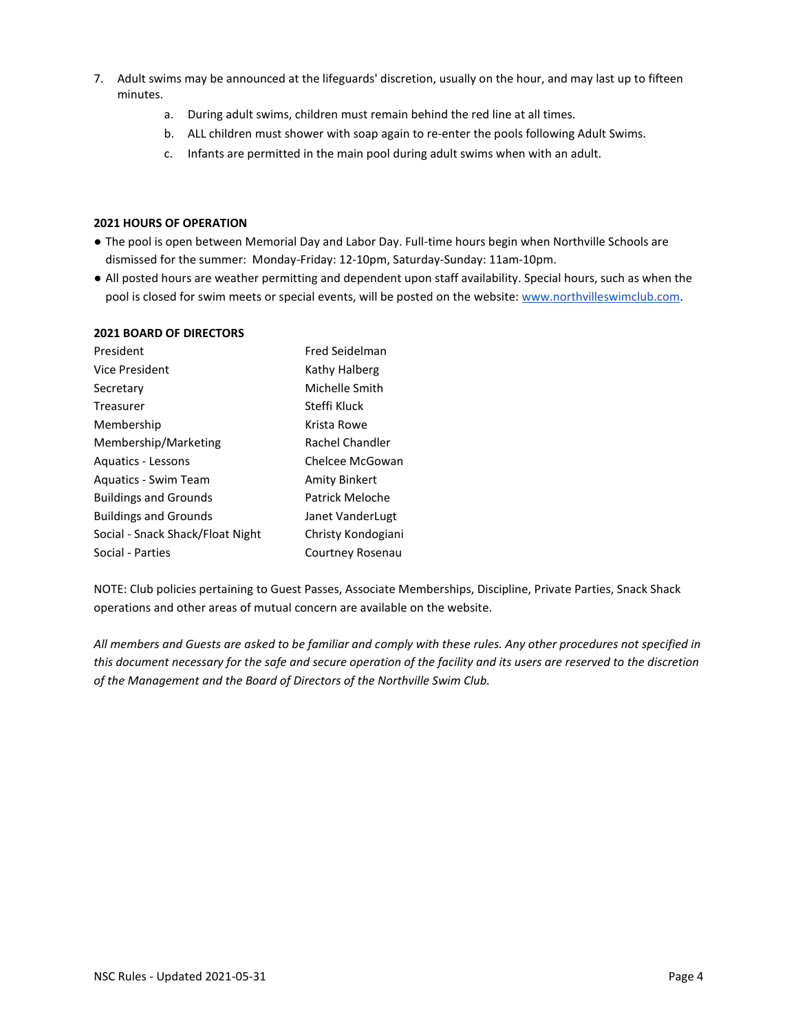7. Adult swims may be announced at the lifeguards' discretion, usually on the hour, and may last up to fifteen minutes.
    a. During adult swims, children must remain behind the red line at all times.
    b. ALL children must shower with soap again to re-enter the pools following Adult Swims.
    c. Infants are permitted in the main pool during adult swims when with an adult.

**2021 HOURS OF OPERATION**

- The pool is open between Memorial Day and Labor Day. Full-time hours begin when Northville Schools are dismissed for the summer: Monday-Friday: 12-10pm, Saturday-Sunday: 11am-10pm.
- All posted hours are weather permitting and dependent upon staff availability. Special hours, such as when the pool is closed for swim meets or special events, will be posted on the website: [www.northvilleswimclub.com](http://www.northvilleswimclub.com).

**2021 BOARD OF DIRECTORS**

| | |
|---|---|
| President | Fred Seidelman |
| Vice President | Kathy Halberg |
| Secretary | Michelle Smith |
| Treasurer | Steffi Kluck |
| Membership | Krista Rowe |
| Membership/Marketing | Rachel Chandler |
| Aquatics - Lessons | Chelcee McGowan |
| Aquatics - Swim Team | Amity Binkert |
| Buildings and Grounds | Patrick Meloche |
| Buildings and Grounds | Janet VanderLugt |
| Social - Snack Shack/Float Night | Christy Kondogiani |
| Social - Parties | Courtney Rosenau |

NOTE: Club policies pertaining to Guest Passes, Associate Memberships, Discipline, Private Parties, Snack Shack operations and other areas of mutual concern are available on the website.

*All members and Guests are asked to be familiar and comply with these rules. Any other procedures not specified in this document necessary for the safe and secure operation of the facility and its users are reserved to the discretion of the Management and the Board of Directors of the Northville Swim Club.*